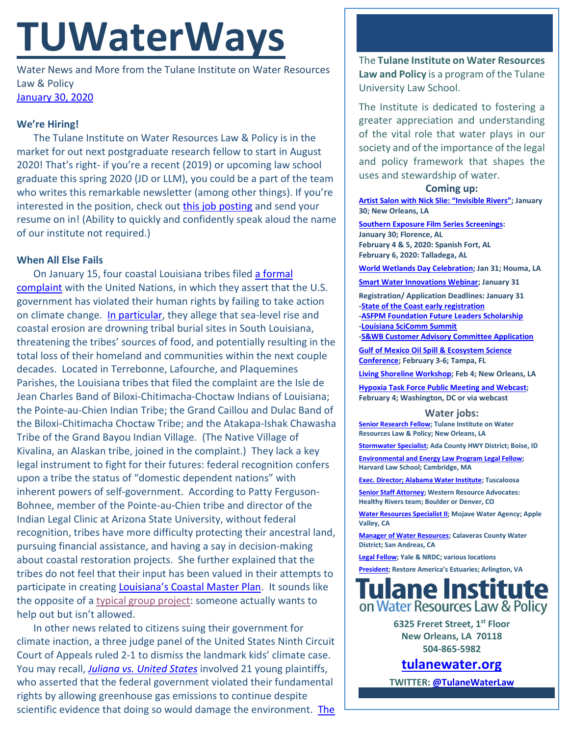# TUWaterWays

Water News and More from the Tulane Institute on Water Resources Law & Policy
January 30, 2020

**We're Hiring!**

The Tulane Institute on Water Resources Law & Policy is in the market for out next postgraduate research fellow to start in August 2020! That's right- if you're a recent (2019) or upcoming law school graduate this spring 2020 (JD or LLM), you could be a part of the team who writes this remarkable newsletter (among other things). If you're interested in the position, check out this job posting and send your resume on in! (Ability to quickly and confidently speak aloud the name of our institute not required.)

**When All Else Fails**

On January 15, four coastal Louisiana tribes filed a formal complaint with the United Nations, in which they assert that the U.S. government has violated their human rights by failing to take action on climate change. In particular, they allege that sea-level rise and coastal erosion are drowning tribal burial sites in South Louisiana, threatening the tribes' sources of food, and potentially resulting in the total loss of their homeland and communities within the next couple decades. Located in Terrebonne, Lafourche, and Plaquemines Parishes, the Louisiana tribes that filed the complaint are the Isle de Jean Charles Band of Biloxi-Chitimacha-Choctaw Indians of Louisiana; the Pointe-au-Chien Indian Tribe; the Grand Caillou and Dulac Band of the Biloxi-Chitimacha Choctaw Tribe; and the Atakapa-Ishak Chawasha Tribe of the Grand Bayou Indian Village. (The Native Village of Kivalina, an Alaskan tribe, joined in the complaint.) They lack a key legal instrument to fight for their futures: federal recognition confers upon a tribe the status of "domestic dependent nations" with inherent powers of self-government. According to Patty Ferguson-Bohnee, member of the Pointe-au-Chien tribe and director of the Indian Legal Clinic at Arizona State University, without federal recognition, tribes have more difficulty protecting their ancestral land, pursuing financial assistance, and having a say in decision-making about coastal restoration projects. She further explained that the tribes do not feel that their input has been valued in their attempts to participate in creating Louisiana's Coastal Master Plan. It sounds like the opposite of a typical group project: someone actually wants to help out but isn't allowed.

In other news related to citizens suing their government for climate inaction, a three judge panel of the United States Ninth Circuit Court of Appeals ruled 2-1 to dismiss the landmark kids' climate case. You may recall, *Juliana vs. United States* involved 21 young plaintiffs, who asserted that the federal government violated their fundamental rights by allowing greenhouse gas emissions to continue despite scientific evidence that doing so would damage the environment. The

The **Tulane Institute on Water Resources Law and Policy** is a program of the Tulane University Law School.

The Institute is dedicated to fostering a greater appreciation and understanding of the vital role that water plays in our society and of the importance of the legal and policy framework that shapes the uses and stewardship of water.

**Coming up:**

**Artist Salon with Nick Slie: "Invisible Rivers"; January 30; New Orleans, LA**

**Southern Exposure Film Series Screenings:**
**January 30; Florence, AL**
**February 4 & 5, 2020: Spanish Fort, AL**
**February 6, 2020: Talladega, AL**

**World Wetlands Day Celebration; Jan 31; Houma, LA**

**Smart Water Innovations Webinar; January 31**

**Registration/ Application Deadlines: January 31**
**-State of the Coast early registration**
**-ASFPM Foundation Future Leaders Scholarship**
**-Louisiana SciComm Summit**
**-S&WB Customer Advisory Committee Application**

**Gulf of Mexico Oil Spill & Ecosystem Science Conference; February 3-6; Tampa, FL**

**Living Shoreline Workshop; Feb 4; New Orleans, LA**

**Hypoxia Task Force Public Meeting and Webcast; February 4; Washington, DC or via webcast**

**Water jobs:**

**Senior Research Fellow; Tulane Institute on Water Resources Law & Policy; New Orleans, LA**

**Stormwater Specialist; Ada County HWY District; Boise, ID**

**Environmental and Energy Law Program Legal Fellow; Harvard Law School; Cambridge, MA**

**Exec. Director; Alabama Water Institute; Tuscaloosa**

**Senior Staff Attorney; Western Resource Advocates: Healthy Rivers team; Boulder or Denver, CO**

**Water Resources Specialist II; Mojave Water Agency; Apple Valley, CA**

**Manager of Water Resources; Calaveras County Water District; San Andreas, CA**

**Legal Fellow; Yale & NRDC; various locations**

**President; Restore America's Estuaries; Arlington, VA**

**Tulane Institute on Water Resources Law & Policy**

**6325 Freret Street, 1st Floor**
**New Orleans, LA 70118**
**504-865-5982**

**tulanewater.org**

**TWITTER: @TulaneWaterLaw**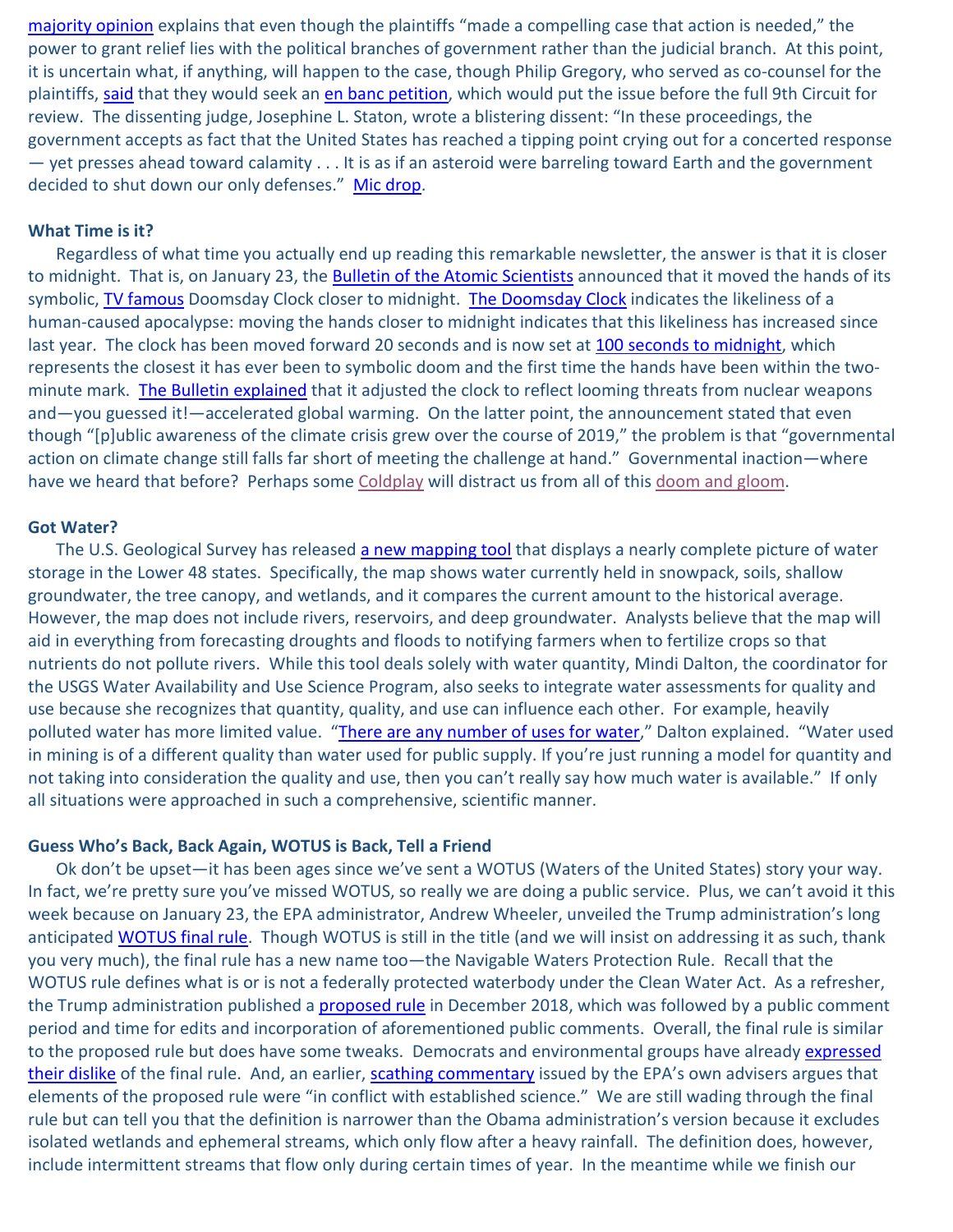majority opinion explains that even though the plaintiffs "made a compelling case that action is needed," the power to grant relief lies with the political branches of government rather than the judicial branch. At this point, it is uncertain what, if anything, will happen to the case, though Philip Gregory, who served as co-counsel for the plaintiffs, said that they would seek an en banc petition, which would put the issue before the full 9th Circuit for review. The dissenting judge, Josephine L. Staton, wrote a blistering dissent: "In these proceedings, the government accepts as fact that the United States has reached a tipping point crying out for a concerted response — yet presses ahead toward calamity . . . It is as if an asteroid were barreling toward Earth and the government decided to shut down our only defenses." Mic drop.

**What Time is it?**

Regardless of what time you actually end up reading this remarkable newsletter, the answer is that it is closer to midnight. That is, on January 23, the Bulletin of the Atomic Scientists announced that it moved the hands of its symbolic, TV famous Doomsday Clock closer to midnight. The Doomsday Clock indicates the likeliness of a human-caused apocalypse: moving the hands closer to midnight indicates that this likeliness has increased since last year. The clock has been moved forward 20 seconds and is now set at 100 seconds to midnight, which represents the closest it has ever been to symbolic doom and the first time the hands have been within the two-minute mark. The Bulletin explained that it adjusted the clock to reflect looming threats from nuclear weapons and—you guessed it!—accelerated global warming. On the latter point, the announcement stated that even though "[p]ublic awareness of the climate crisis grew over the course of 2019," the problem is that "governmental action on climate change still falls far short of meeting the challenge at hand." Governmental inaction—where have we heard that before? Perhaps some Coldplay will distract us from all of this doom and gloom.

**Got Water?**

The U.S. Geological Survey has released a new mapping tool that displays a nearly complete picture of water storage in the Lower 48 states. Specifically, the map shows water currently held in snowpack, soils, shallow groundwater, the tree canopy, and wetlands, and it compares the current amount to the historical average. However, the map does not include rivers, reservoirs, and deep groundwater. Analysts believe that the map will aid in everything from forecasting droughts and floods to notifying farmers when to fertilize crops so that nutrients do not pollute rivers. While this tool deals solely with water quantity, Mindi Dalton, the coordinator for the USGS Water Availability and Use Science Program, also seeks to integrate water assessments for quality and use because she recognizes that quantity, quality, and use can influence each other. For example, heavily polluted water has more limited value. "There are any number of uses for water," Dalton explained. "Water used in mining is of a different quality than water used for public supply. If you're just running a model for quantity and not taking into consideration the quality and use, then you can't really say how much water is available." If only all situations were approached in such a comprehensive, scientific manner.

**Guess Who's Back, Back Again, WOTUS is Back, Tell a Friend**

Ok don't be upset—it has been ages since we've sent a WOTUS (Waters of the United States) story your way. In fact, we're pretty sure you've missed WOTUS, so really we are doing a public service. Plus, we can't avoid it this week because on January 23, the EPA administrator, Andrew Wheeler, unveiled the Trump administration's long anticipated WOTUS final rule. Though WOTUS is still in the title (and we will insist on addressing it as such, thank you very much), the final rule has a new name too—the Navigable Waters Protection Rule. Recall that the WOTUS rule defines what is or is not a federally protected waterbody under the Clean Water Act. As a refresher, the Trump administration published a proposed rule in December 2018, which was followed by a public comment period and time for edits and incorporation of aforementioned public comments. Overall, the final rule is similar to the proposed rule but does have some tweaks. Democrats and environmental groups have already expressed their dislike of the final rule. And, an earlier, scathing commentary issued by the EPA's own advisers argues that elements of the proposed rule were "in conflict with established science." We are still wading through the final rule but can tell you that the definition is narrower than the Obama administration's version because it excludes isolated wetlands and ephemeral streams, which only flow after a heavy rainfall. The definition does, however, include intermittent streams that flow only during certain times of year. In the meantime while we finish our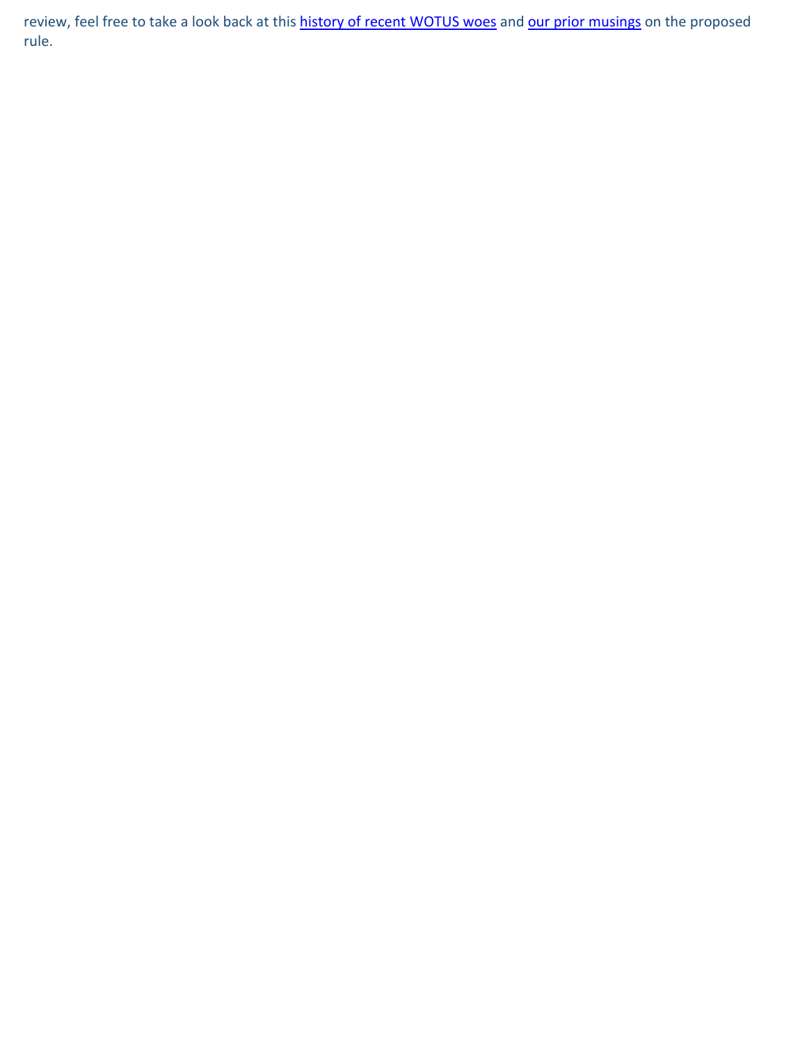review, feel free to take a look back at this history of recent WOTUS woes and our prior musings on the proposed rule.